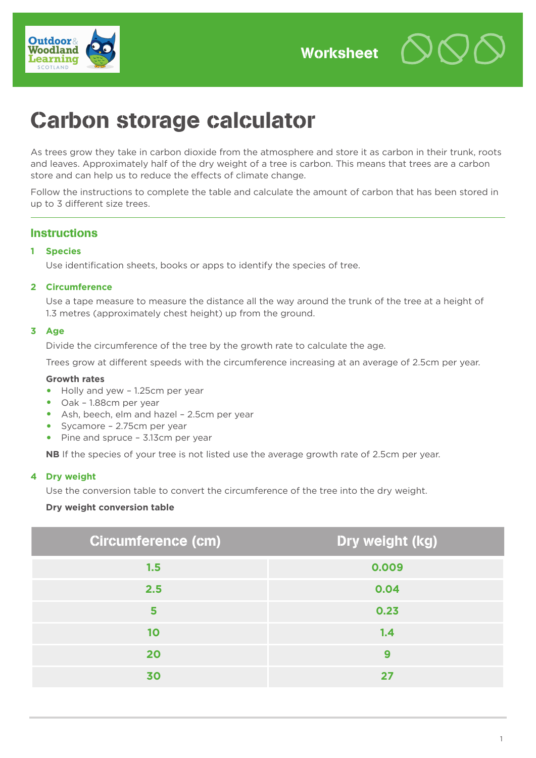Worksheet

# Carbon storage calculator

As trees grow they take in carbon dioxide from the atmosphere and store it as carbon in their trunk, roots and leaves. Approximately half of the dry weight of a tree is carbon. This means that trees are a carbon store and can help us to reduce the effects of climate change.

Follow the instructions to complete the table and calculate the amount of carbon that has been stored in up to 3 different size trees.

## Instructions

### 1 Species

Use identification sheets, books or apps to identify the species of tree.

### 2 Circumference

Use a tape measure to measure the distance all the way around the trunk of the tree at a height of 1.3 metres (approximately chest height) up from the ground.

### 3 Age

Divide the circumference of the tree by the growth rate to calculate the age.

Trees grow at different speeds with the circumference increasing at an average of 2.5cm per year.

**Growth rates**

- Holly and yew – 1.25cm per year
- Oak – 1.88cm per year
- Ash, beech, elm and hazel – 2.5cm per year
- Sycamore – 2.75cm per year
- Pine and spruce – 3.13cm per year

**NB** If the species of your tree is not listed use the average growth rate of 2.5cm per year.

### 4 Dry weight

Use the conversion table to convert the circumference of the tree into the dry weight.

**Dry weight conversion table**

| Circumference (cm) | Dry weight (kg) |
|---|---|
| 1.5 | 0.009 |
| 2.5 | 0.04 |
| 5 | 0.23 |
| 10 | 1.4 |
| 20 | 9 |
| 30 | 27 |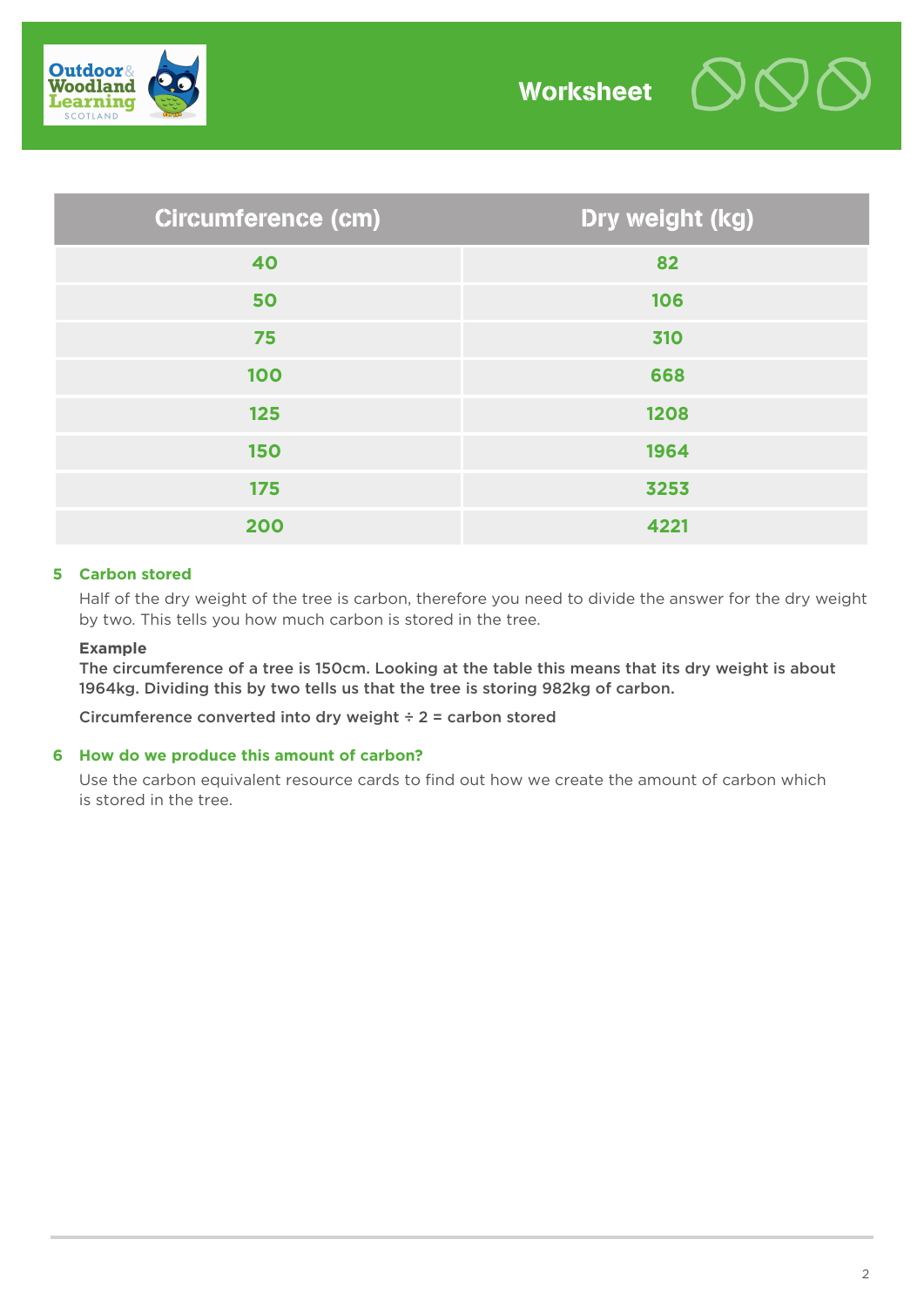| Circumference (cm) | Dry weight (kg) |
|---|---|
| 40 | 82 |
| 50 | 106 |
| 75 | 310 |
| 100 | 668 |
| 125 | 1208 |
| 150 | 1964 |
| 175 | 3253 |
| 200 | 4221 |

### 5 Carbon stored

Half of the dry weight of the tree is carbon, therefore you need to divide the answer for the dry weight by two. This tells you how much carbon is stored in the tree.

**Example**

**The circumference of a tree is 150cm. Looking at the table this means that its dry weight is about 1964kg. Dividing this by two tells us that the tree is storing 982kg of carbon.**

**Circumference converted into dry weight ÷ 2 = carbon stored**

### 6 How do we produce this amount of carbon?

Use the carbon equivalent resource cards to find out how we create the amount of carbon which is stored in the tree.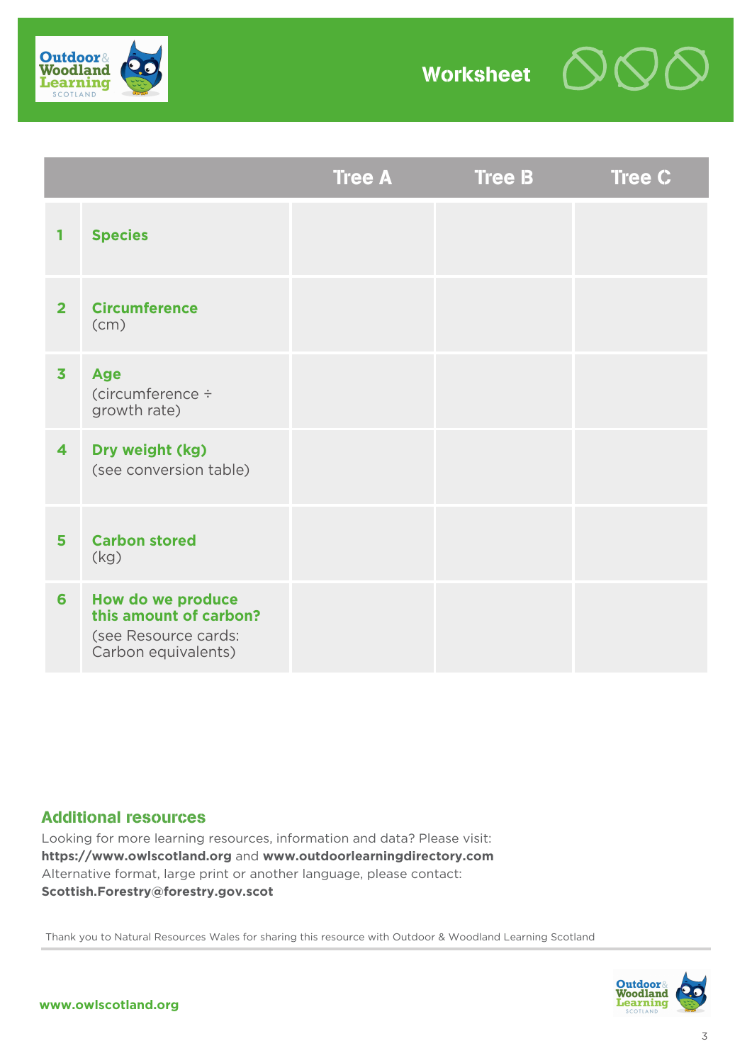# Worksheet

| | | Tree A | Tree B | Tree C |
|---|---|---|---|---|
| 1 | **Species** | | | |
| 2 | **Circumference** (cm) | | | |
| 3 | **Age** (circumference ÷ growth rate) | | | |
| 4 | **Dry weight (kg)** (see conversion table) | | | |
| 5 | **Carbon stored** (kg) | | | |
| 6 | **How do we produce this amount of carbon?** (see Resource cards: Carbon equivalents) | | | |

## Additional resources

Looking for more learning resources, information and data? Please visit:
**https://www.owlscotland.org** and **www.outdoorlearningdirectory.com**
Alternative format, large print or another language, please contact:
**Scottish.Forestry@forestry.gov.scot**

Thank you to Natural Resources Wales for sharing this resource with Outdoor & Woodland Learning Scotland

www.owlscotland.org